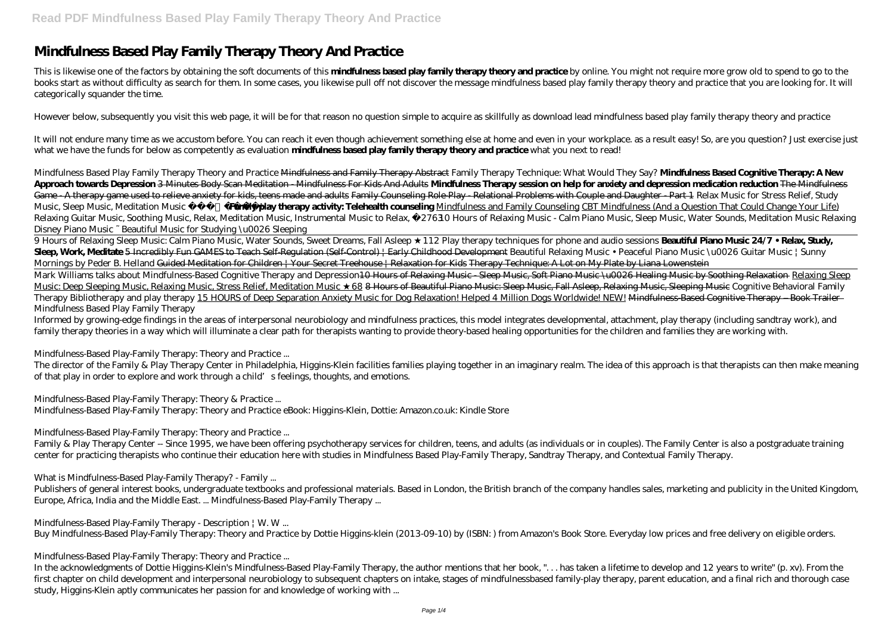# Mindfulness Based Play Family Therapy Theory And Practice

This is likewise one of the factors by obtaining the soft documents of this **mindfulness based play family therapy theory and practice** by online. You might not require more grow old to spend to go to the books start as without difficulty as search for them. In some cases, you likewise pull off not discover the message mindfulness based play family therapy theory and practice that you are looking for. It will categorically squander the time.

However below, subsequently you visit this web page, it will be for that reason no question simple to acquire as skillfully as download lead mindfulness based play family therapy theory and practice

It will not endure many time as we accustom before. You can reach it even though achievement something else at home and even in your workplace. as a result easy! So, are you question? Just exercise just what we have the funds for below as competently as evaluation **mindfulness based play family therapy theory and practice** what you next to read!

*Mindfulness Based Play Family Therapy Theory and Practice* Mindfulness and Family Therapy Abstract *Family Therapy Technique: What Would They Say?* **Mindfulness Based Cognitive Therapy: A New Approach towards Depression** 3 Minutes Body Scan Meditation - Mindfulness For Kids And Adults **Mindfulness Therapy session on help for anxiety and depression medication reduction** The Mindfulness Game - A therapy game used to relieve anxiety for kids, teens made and adults Family Counseling Role-Play - Relational Problems with Couple and Daughter - Part 1 *Relax Music for Stress Relief, Study Music, Sleep Music, Meditation Music* **Family play therapy activity: Telehealth counseling** Mindfulness and Family Counseling CBT Mindfulness (And a Question That Could Change Your Life) *Relaxing Guitar Music, Soothing Music, Relax, Meditation Music, Instrumental Music to Relax, 2763* *10 Hours of Relaxing Music - Calm Piano Music, Sleep Music, Water Sounds, Meditation Music Relaxing Disney Piano Music ~ Beautiful Music for Studying \u0026 Sleeping*

9 Hours of Relaxing Sleep Music: Calm Piano Music, Water Sounds, Sweet Dreams, Fall Asleep ★112 *Play therapy techniques for phone and audio sessions* **Beautiful Piano Music 24/7 • Relax, Study, Sleep, Work, Meditate** 5 Incredibly Fun GAMES to Teach Self-Regulation (Self-Control) | Early Childhood Development *Beautiful Relaxing Music • Peaceful Piano Music \u0026 Guitar Music | Sunny Mornings by Peder B. Helland* Guided Meditation for Children | Your Secret Treehouse | Relaxation for Kids Therapy Technique: A Lot on My Plate by Liana Lowenstein

Mark Williams talks about Mindfulness-Based Cognitive Therapy and Depression 10 Hours of Relaxing Music - Sleep Music, Soft Piano Music \u0026 Healing Music by Soothing Relaxation Relaxing Sleep Music: Deep Sleeping Music, Relaxing Music, Stress Relief, Meditation Music ★68 8 Hours of Beautiful Piano Music: Sleep Music, Fall Asleep, Relaxing Music, Sleeping Music *Cognitive Behavioral Family Therapy Bibliotherapy and play therapy* 15 HOURS of Deep Separation Anxiety Music for Dog Relaxation! Helped 4 Million Dogs Worldwide! NEW! Mindfulness-Based Cognitive Therapy -- Book Trailer *Mindfulness Based Play Family Therapy*

Informed by growing-edge findings in the areas of interpersonal neurobiology and mindfulness practices, this model integrates developmental, attachment, play therapy (including sandtray work), and family therapy theories in a way which will illuminate a clear path for therapists wanting to provide theory-based healing opportunities for the children and families they are working with.

*Mindfulness-Based Play-Family Therapy: Theory and Practice ...*

The director of the Family & Play Therapy Center in Philadelphia, Higgins-Klein facilities families playing together in an imaginary realm. The idea of this approach is that therapists can then make meaning of that play in order to explore and work through a child's feelings, thoughts, and emotions.

*Mindfulness-Based Play-Family Therapy: Theory & Practice ...*

Mindfulness-Based Play-Family Therapy: Theory and Practice eBook: Higgins-Klein, Dottie: Amazon.co.uk: Kindle Store

*Mindfulness-Based Play-Family Therapy: Theory and Practice ...*

Family & Play Therapy Center -- Since 1995, we have been offering psychotherapy services for children, teens, and adults (as individuals or in couples). The Family Center is also a postgraduate training center for practicing therapists who continue their education here with studies in Mindfulness Based Play-Family Therapy, Sandtray Therapy, and Contextual Family Therapy.

*What is Mindfulness-Based Play-Family Therapy? - Family ...*

Publishers of general interest books, undergraduate textbooks and professional materials. Based in London, the British branch of the company handles sales, marketing and publicity in the United Kingdom, Europe, Africa, India and the Middle East. ... Mindfulness-Based Play-Family Therapy ...

*Mindfulness-Based Play-Family Therapy - Description | W. W ...*

Buy Mindfulness-Based Play-Family Therapy: Theory and Practice by Dottie Higgins-klein (2013-09-10) by (ISBN: ) from Amazon's Book Store. Everyday low prices and free delivery on eligible orders.

*Mindfulness-Based Play-Family Therapy: Theory and Practice ...*

In the acknowledgments of Dottie Higgins-Klein's Mindfulness-Based Play-Family Therapy, the author mentions that her book, ". . . has taken a lifetime to develop and 12 years to write" (p. xv). From the first chapter on child development and interpersonal neurobiology to subsequent chapters on intake, stages of mindfulnessbased family-play therapy, parent education, and a final rich and thorough case study, Higgins-Klein aptly communicates her passion for and knowledge of working with ...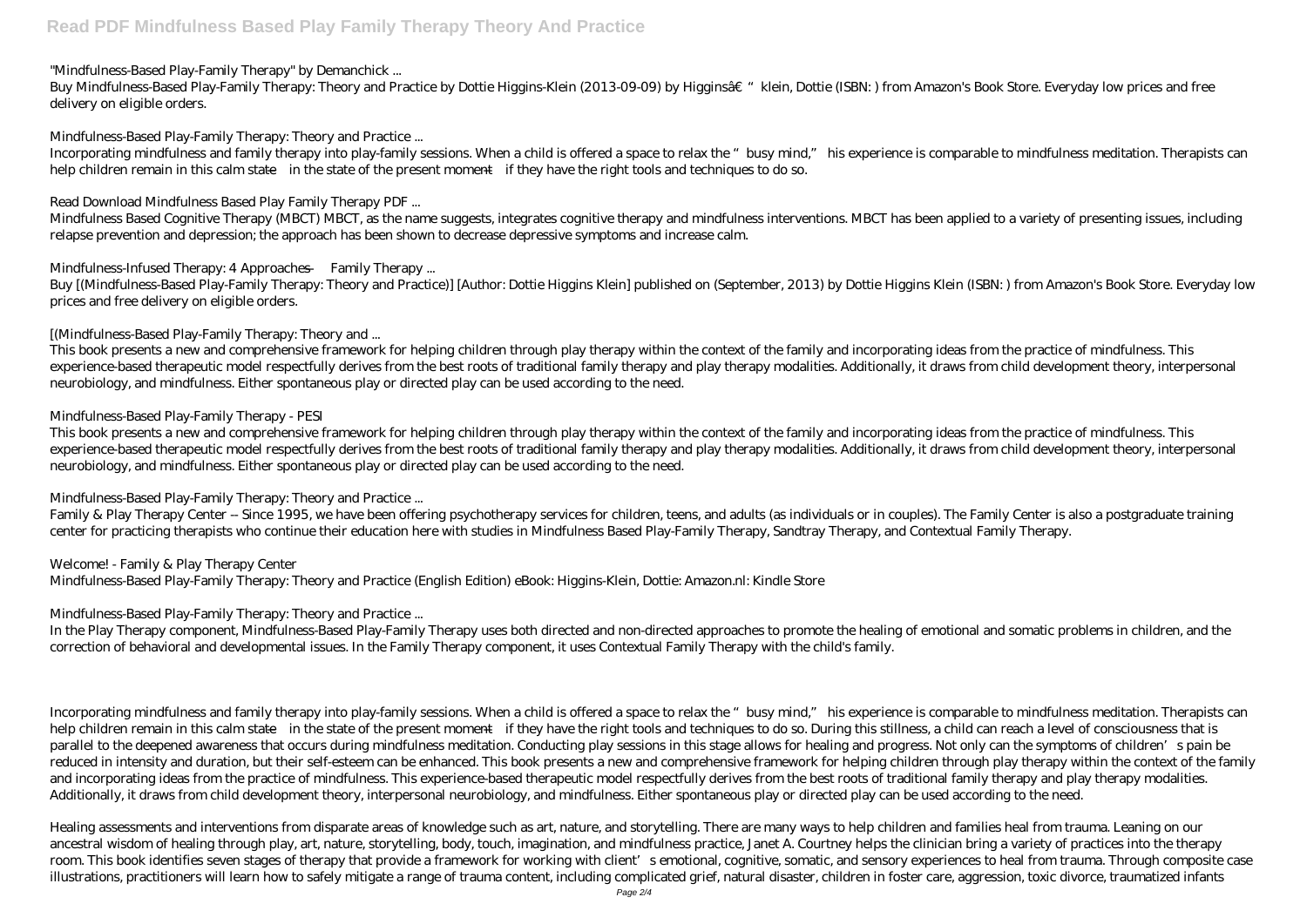## "Mindfulness-Based Play-Family Therapy" by Demanchick ...

Buy Mindfulness-Based Play-Family Therapy: Theory and Practice by Dottie Higgins-Klein (2013-09-09) by Higginsâ€ "klein, Dottie (ISBN: ) from Amazon's Book Store. Everyday low prices and free delivery on eligible orders.

## Mindfulness-Based Play-Family Therapy: Theory and Practice ...

Incorporating mindfulness and family therapy into play-family sessions. When a child is offered a space to relax the "busy mind," his experience is comparable to mindfulness meditation. Therapists can help children remain in this calm state—in the state of the present moment—if they have the right tools and techniques to do so.

## Read Download Mindfulness Based Play Family Therapy PDF ...

Mindfulness Based Cognitive Therapy (MBCT) MBCT, as the name suggests, integrates cognitive therapy and mindfulness interventions. MBCT has been applied to a variety of presenting issues, including relapse prevention and depression; the approach has been shown to decrease depressive symptoms and increase calm.

## Mindfulness-Infused Therapy: 4 Approaches — Family Therapy ...

Buy [(Mindfulness-Based Play-Family Therapy: Theory and Practice)] [Author: Dottie Higgins Klein] published on (September, 2013) by Dottie Higgins Klein (ISBN: ) from Amazon's Book Store. Everyday low prices and free delivery on eligible orders.

## [(Mindfulness-Based Play-Family Therapy: Theory and ...

This book presents a new and comprehensive framework for helping children through play therapy within the context of the family and incorporating ideas from the practice of mindfulness. This experience-based therapeutic model respectfully derives from the best roots of traditional family therapy and play therapy modalities. Additionally, it draws from child development theory, interpersonal neurobiology, and mindfulness. Either spontaneous play or directed play can be used according to the need.

## Mindfulness-Based Play-Family Therapy - PESI

This book presents a new and comprehensive framework for helping children through play therapy within the context of the family and incorporating ideas from the practice of mindfulness. This experience-based therapeutic model respectfully derives from the best roots of traditional family therapy and play therapy modalities. Additionally, it draws from child development theory, interpersonal neurobiology, and mindfulness. Either spontaneous play or directed play can be used according to the need.

## Mindfulness-Based Play-Family Therapy: Theory and Practice ...

Family & Play Therapy Center -- Since 1995, we have been offering psychotherapy services for children, teens, and adults (as individuals or in couples). The Family Center is also a postgraduate training center for practicing therapists who continue their education here with studies in Mindfulness Based Play-Family Therapy, Sandtray Therapy, and Contextual Family Therapy.

## Welcome! - Family & Play Therapy Center

Mindfulness-Based Play-Family Therapy: Theory and Practice (English Edition) eBook: Higgins-Klein, Dottie: Amazon.nl: Kindle Store

## Mindfulness-Based Play-Family Therapy: Theory and Practice ...

In the Play Therapy component, Mindfulness-Based Play-Family Therapy uses both directed and non-directed approaches to promote the healing of emotional and somatic problems in children, and the correction of behavioral and developmental issues. In the Family Therapy component, it uses Contextual Family Therapy with the child's family.

Incorporating mindfulness and family therapy into play-family sessions. When a child is offered a space to relax the "busy mind," his experience is comparable to mindfulness meditation. Therapists can help children remain in this calm state—in the state of the present moment—if they have the right tools and techniques to do so. During this stillness, a child can reach a level of consciousness that is parallel to the deepened awareness that occurs during mindfulness meditation. Conducting play sessions in this stage allows for healing and progress. Not only can the symptoms of children's pain be reduced in intensity and duration, but their self-esteem can be enhanced. This book presents a new and comprehensive framework for helping children through play therapy within the context of the family and incorporating ideas from the practice of mindfulness. This experience-based therapeutic model respectfully derives from the best roots of traditional family therapy and play therapy modalities. Additionally, it draws from child development theory, interpersonal neurobiology, and mindfulness. Either spontaneous play or directed play can be used according to the need.

Healing assessments and interventions from disparate areas of knowledge such as art, nature, and storytelling. There are many ways to help children and families heal from trauma. Leaning on our ancestral wisdom of healing through play, art, nature, storytelling, body, touch, imagination, and mindfulness practice, Janet A. Courtney helps the clinician bring a variety of practices into the therapy room. This book identifies seven stages of therapy that provide a framework for working with client's emotional, cognitive, somatic, and sensory experiences to heal from trauma. Through composite case illustrations, practitioners will learn how to safely mitigate a range of trauma content, including complicated grief, natural disaster, children in foster care, aggression, toxic divorce, traumatized infants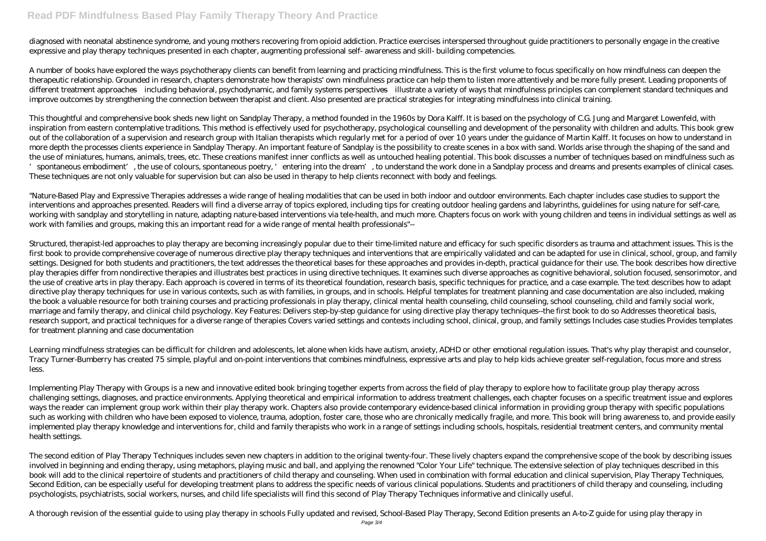diagnosed with neonatal abstinence syndrome, and young mothers recovering from opioid addiction. Practice exercises interspersed throughout guide practitioners to personally engage in the creative expressive and play therapy techniques presented in each chapter, augmenting professional self- awareness and skill- building competencies.

A number of books have explored the ways psychotherapy clients can benefit from learning and practicing mindfulness. This is the first volume to focus specifically on how mindfulness can deepen the therapeutic relationship. Grounded in research, chapters demonstrate how therapists' own mindfulness practice can help them to listen more attentively and be more fully present. Leading proponents of different treatment approaches—including behavioral, psychodynamic, and family systems perspectives—illustrate a variety of ways that mindfulness principles can complement standard techniques and improve outcomes by strengthening the connection between therapist and client. Also presented are practical strategies for integrating mindfulness into clinical training.

This thoughtful and comprehensive book sheds new light on Sandplay Therapy, a method founded in the 1960s by Dora Kalff. It is based on the psychology of C.G. Jung and Margaret Lowenfeld, with inspiration from eastern contemplative traditions. This method is effectively used for psychotherapy, psychological counselling and development of the personality with children and adults. This book grew out of the collaboration of a supervision and research group with Italian therapists which regularly met for a period of over 10 years under the guidance of Martin Kalff. It focuses on how to understand in more depth the processes clients experience in Sandplay Therapy. An important feature of Sandplay is the possibility to create scenes in a box with sand. Worlds arise through the shaping of the sand and the use of miniatures, humans, animals, trees, etc. These creations manifest inner conflicts as well as untouched healing potential. This book discusses a number of techniques based on mindfulness such as 'spontaneous embodiment', the use of colours, spontaneous poetry, 'entering into the dream', to understand the work done in a Sandplay process and dreams and presents examples of clinical cases. These techniques are not only valuable for supervision but can also be used in therapy to help clients reconnect with body and feelings.

"Nature-Based Play and Expressive Therapies addresses a wide range of healing modalities that can be used in both indoor and outdoor environments. Each chapter includes case studies to support the interventions and approaches presented. Readers will find a diverse array of topics explored, including tips for creating outdoor healing gardens and labyrinths, guidelines for using nature for self-care, working with sandplay and storytelling in nature, adapting nature-based interventions via tele-health, and much more. Chapters focus on work with young children and teens in individual settings as well as work with families and groups, making this an important read for a wide range of mental health professionals"--

Structured, therapist-led approaches to play therapy are becoming increasingly popular due to their time-limited nature and efficacy for such specific disorders as trauma and attachment issues. This is the first book to provide comprehensive coverage of numerous directive play therapy techniques and interventions that are empirically validated and can be adapted for use in clinical, school, group, and family settings. Designed for both students and practitioners, the text addresses the theoretical bases for these approaches and provides in-depth, practical guidance for their use. The book describes how directive play therapies differ from nondirective therapies and illustrates best practices in using directive techniques. It examines such diverse approaches as cognitive behavioral, solution focused, sensorimotor, and the use of creative arts in play therapy. Each approach is covered in terms of its theoretical foundation, research basis, specific techniques for practice, and a case example. The text describes how to adapt directive play therapy techniques for use in various contexts, such as with families, in groups, and in schools. Helpful templates for treatment planning and case documentation are also included, making the book a valuable resource for both training courses and practicing professionals in play therapy, clinical mental health counseling, child counseling, school counseling, child and family social work, marriage and family therapy, and clinical child psychology. Key Features: Delivers step-by-step guidance for using directive play therapy techniques--the first book to do so Addresses theoretical basis, research support, and practical techniques for a diverse range of therapies Covers varied settings and contexts including school, clinical, group, and family settings Includes case studies Provides templates for treatment planning and case documentation

Learning mindfulness strategies can be difficult for children and adolescents, let alone when kids have autism, anxiety, ADHD or other emotional regulation issues. That's why play therapist and counselor, Tracy Turner-Bumberry has created 75 simple, playful and on-point interventions that combines mindfulness, expressive arts and play to help kids achieve greater self-regulation, focus more and stress less.

Implementing Play Therapy with Groups is a new and innovative edited book bringing together experts from across the field of play therapy to explore how to facilitate group play therapy across challenging settings, diagnoses, and practice environments. Applying theoretical and empirical information to address treatment challenges, each chapter focuses on a specific treatment issue and explores ways the reader can implement group work within their play therapy work. Chapters also provide contemporary evidence-based clinical information in providing group therapy with specific populations such as working with children who have been exposed to violence, trauma, adoption, foster care, those who are chronically medically fragile, and more. This book will bring awareness to, and provide easily implemented play therapy knowledge and interventions for, child and family therapists who work in a range of settings including schools, hospitals, residential treatment centers, and community mental health settings.

The second edition of Play Therapy Techniques includes seven new chapters in addition to the original twenty-four. These lively chapters expand the comprehensive scope of the book by describing issues involved in beginning and ending therapy, using metaphors, playing music and ball, and applying the renowned "Color Your Life" technique. The extensive selection of play techniques described in this book will add to the clinical repertoire of students and practitioners of child therapy and counseling. When used in combination with formal education and clinical supervision, Play Therapy Techniques, Second Edition, can be especially useful for developing treatment plans to address the specific needs of various clinical populations. Students and practitioners of child therapy and counseling, including psychologists, psychiatrists, social workers, nurses, and child life specialists will find this second of Play Therapy Techniques informative and clinically useful.

A thorough revision of the essential guide to using play therapy in schools Fully updated and revised, School-Based Play Therapy, Second Edition presents an A-to-Z guide for using play therapy in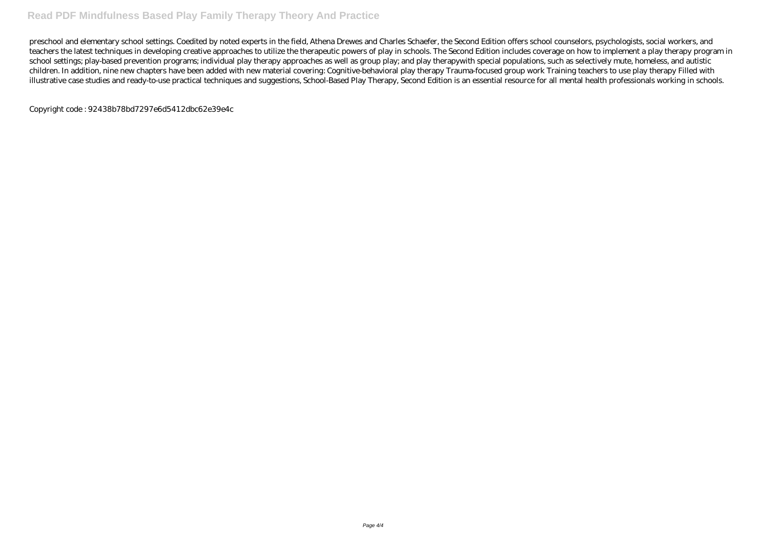preschool and elementary school settings. Coedited by noted experts in the field, Athena Drewes and Charles Schaefer, the Second Edition offers school counselors, psychologists, social workers, and teachers the latest techniques in developing creative approaches to utilize the therapeutic powers of play in schools. The Second Edition includes coverage on how to implement a play therapy program in school settings; play-based prevention programs; individual play therapy approaches as well as group play; and play therapywith special populations, such as selectively mute, homeless, and autistic children. In addition, nine new chapters have been added with new material covering: Cognitive-behavioral play therapy Trauma-focused group work Training teachers to use play therapy Filled with illustrative case studies and ready-to-use practical techniques and suggestions, School-Based Play Therapy, Second Edition is an essential resource for all mental health professionals working in schools.

Copyright code : 92438b78bd7297e6d5412dbc62e39e4c